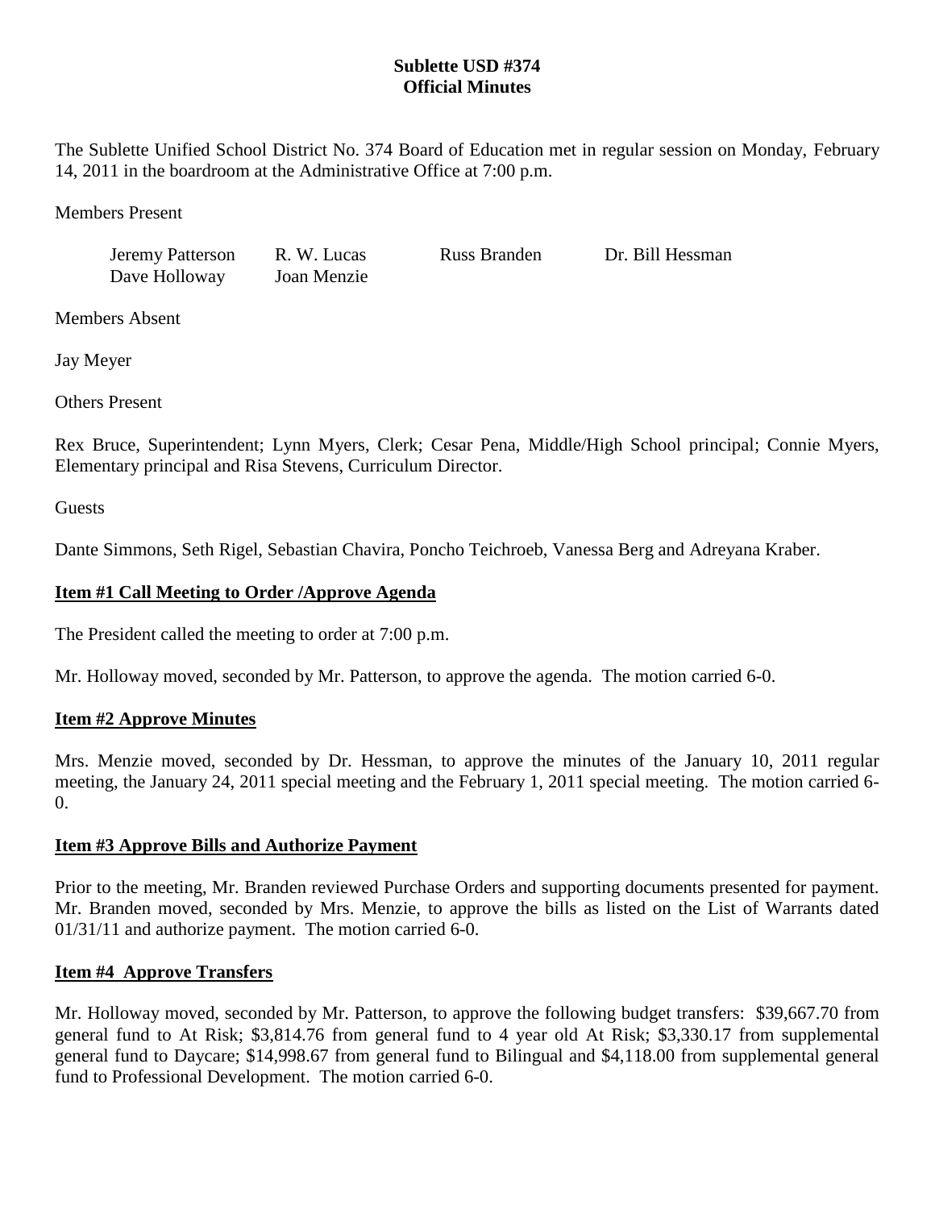# Sublette USD #374
## Official Minutes

The Sublette Unified School District No. 374 Board of Education met in regular session on Monday, February 14, 2011 in the boardroom at the Administrative Office at 7:00 p.m.

Members Present

| | | | |
|---|---|---|---|
| Jeremy Patterson | R. W. Lucas | Russ Branden | Dr. Bill Hessman |
| Dave Holloway | Joan Menzie | | |

Members Absent

Jay Meyer

Others Present

Rex Bruce, Superintendent; Lynn Myers, Clerk; Cesar Pena, Middle/High School principal; Connie Myers, Elementary principal and Risa Stevens, Curriculum Director.

Guests

Dante Simmons, Seth Rigel, Sebastian Chavira, Poncho Teichroeb, Vanessa Berg and Adreyana Kraber.

### Item #1 Call Meeting to Order /Approve Agenda

The President called the meeting to order at 7:00 p.m.

Mr. Holloway moved, seconded by Mr. Patterson, to approve the agenda. The motion carried 6-0.

### Item #2 Approve Minutes

Mrs. Menzie moved, seconded by Dr. Hessman, to approve the minutes of the January 10, 2011 regular meeting, the January 24, 2011 special meeting and the February 1, 2011 special meeting. The motion carried 6-0.

### Item #3 Approve Bills and Authorize Payment

Prior to the meeting, Mr. Branden reviewed Purchase Orders and supporting documents presented for payment. Mr. Branden moved, seconded by Mrs. Menzie, to approve the bills as listed on the List of Warrants dated 01/31/11 and authorize payment. The motion carried 6-0.

### Item #4 Approve Transfers

Mr. Holloway moved, seconded by Mr. Patterson, to approve the following budget transfers: $39,667.70 from general fund to At Risk; $3,814.76 from general fund to 4 year old At Risk; $3,330.17 from supplemental general fund to Daycare; $14,998.67 from general fund to Bilingual and $4,118.00 from supplemental general fund to Professional Development. The motion carried 6-0.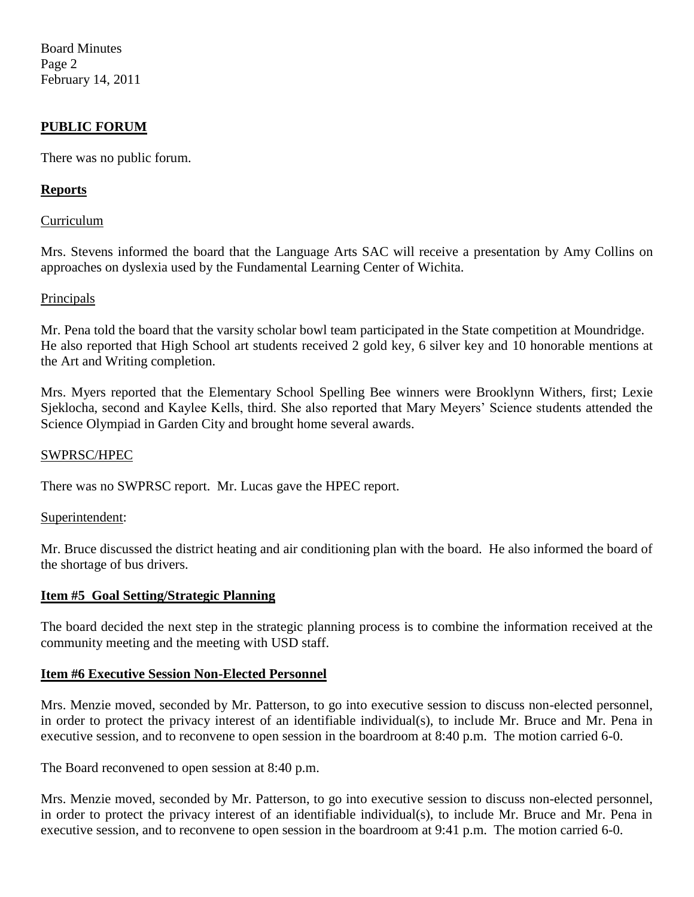## PUBLIC FORUM

There was no public forum.

## Reports

Curriculum

Mrs. Stevens informed the board that the Language Arts SAC will receive a presentation by Amy Collins on approaches on dyslexia used by the Fundamental Learning Center of Wichita.

Principals

Mr. Pena told the board that the varsity scholar bowl team participated in the State competition at Moundridge. He also reported that High School art students received 2 gold key, 6 silver key and 10 honorable mentions at the Art and Writing completion.

Mrs. Myers reported that the Elementary School Spelling Bee winners were Brooklynn Withers, first; Lexie Sjeklocha, second and Kaylee Kells, third. She also reported that Mary Meyers' Science students attended the Science Olympiad in Garden City and brought home several awards.

SWPRSC/HPEC

There was no SWPRSC report. Mr. Lucas gave the HPEC report.

Superintendent:

Mr. Bruce discussed the district heating and air conditioning plan with the board. He also informed the board of the shortage of bus drivers.

## Item #5 Goal Setting/Strategic Planning

The board decided the next step in the strategic planning process is to combine the information received at the community meeting and the meeting with USD staff.

## Item #6 Executive Session Non-Elected Personnel

Mrs. Menzie moved, seconded by Mr. Patterson, to go into executive session to discuss non-elected personnel, in order to protect the privacy interest of an identifiable individual(s), to include Mr. Bruce and Mr. Pena in executive session, and to reconvene to open session in the boardroom at 8:40 p.m. The motion carried 6-0.

The Board reconvened to open session at 8:40 p.m.

Mrs. Menzie moved, seconded by Mr. Patterson, to go into executive session to discuss non-elected personnel, in order to protect the privacy interest of an identifiable individual(s), to include Mr. Bruce and Mr. Pena in executive session, and to reconvene to open session in the boardroom at 9:41 p.m. The motion carried 6-0.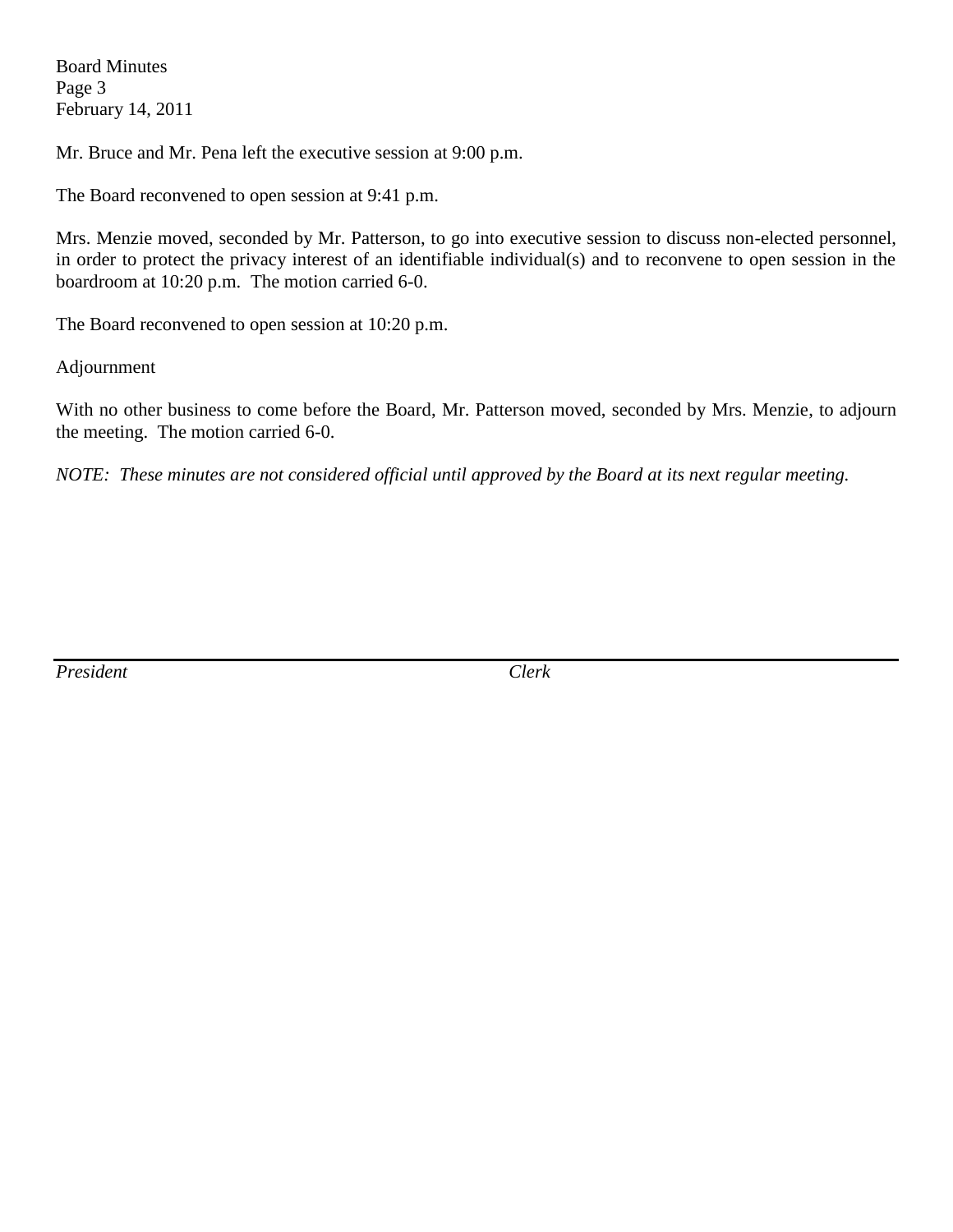Mr. Bruce and Mr. Pena left the executive session at 9:00 p.m.

The Board reconvened to open session at 9:41 p.m.

Mrs. Menzie moved, seconded by Mr. Patterson, to go into executive session to discuss non-elected personnel, in order to protect the privacy interest of an identifiable individual(s) and to reconvene to open session in the boardroom at 10:20 p.m. The motion carried 6-0.

The Board reconvened to open session at 10:20 p.m.

Adjournment

With no other business to come before the Board, Mr. Patterson moved, seconded by Mrs. Menzie, to adjourn the meeting. The motion carried 6-0.

*NOTE: These minutes are not considered official until approved by the Board at its next regular meeting.*

*President* *Clerk*